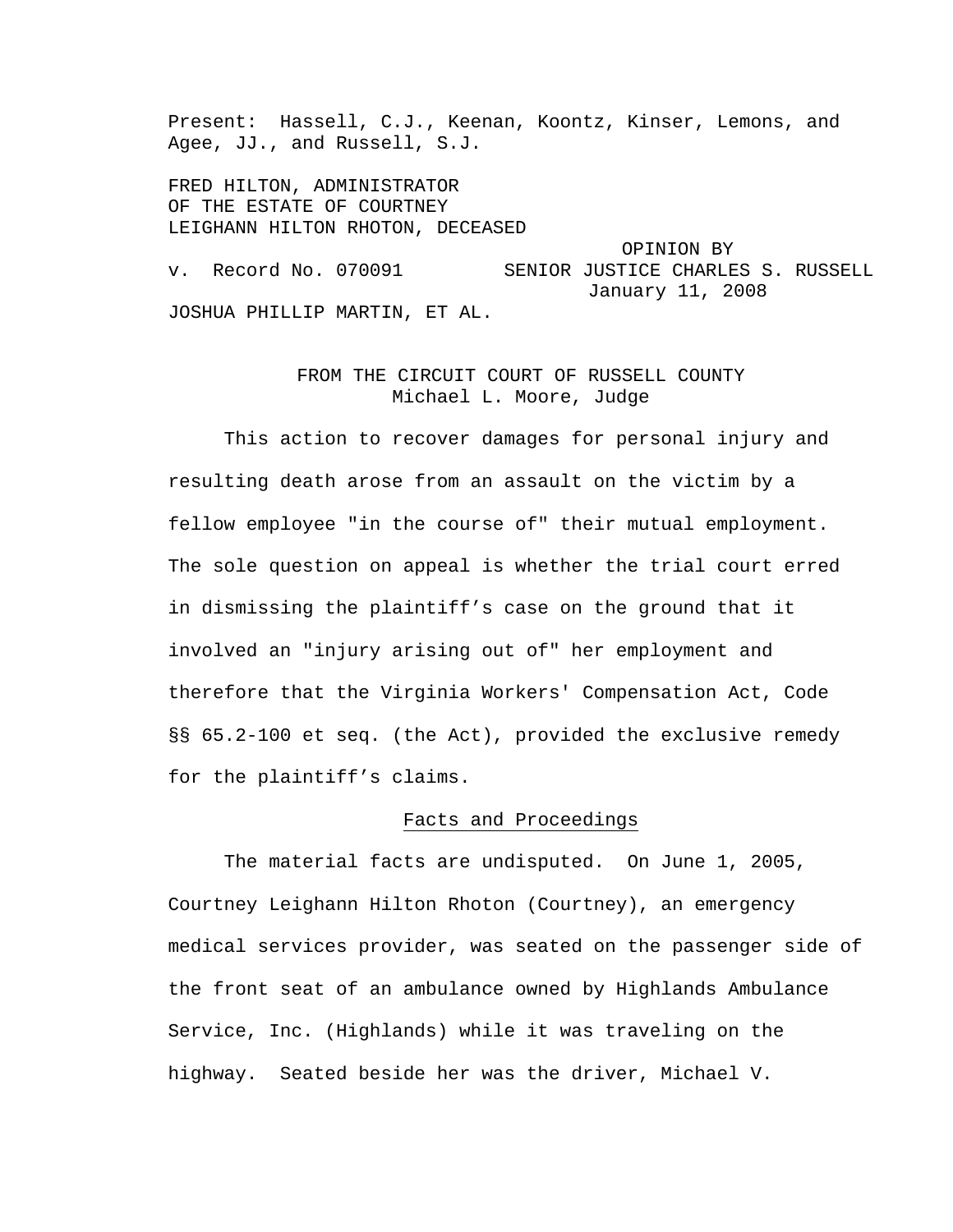Present: Hassell, C.J., Keenan, Koontz, Kinser, Lemons, and Agee, JJ., and Russell, S.J.

FRED HILTON, ADMINISTRATOR OF THE ESTATE OF COURTNEY LEIGHANN HILTON RHOTON, DECEASED

v. Record No. 070091

OPINION BY SENIOR JUSTICE CHARLES S. RUSSELL
January 11, 2008

JOSHUA PHILLIP MARTIN, ET AL.

FROM THE CIRCUIT COURT OF RUSSELL COUNTY
Michael L. Moore, Judge

This action to recover damages for personal injury and resulting death arose from an assault on the victim by a fellow employee "in the course of" their mutual employment. The sole question on appeal is whether the trial court erred in dismissing the plaintiff's case on the ground that it involved an "injury arising out of" her employment and therefore that the Virginia Workers' Compensation Act, Code §§ 65.2-100 et seq. (the Act), provided the exclusive remedy for the plaintiff's claims.

## Facts and Proceedings

The material facts are undisputed. On June 1, 2005, Courtney Leighann Hilton Rhoton (Courtney), an emergency medical services provider, was seated on the passenger side of the front seat of an ambulance owned by Highlands Ambulance Service, Inc. (Highlands) while it was traveling on the highway. Seated beside her was the driver, Michael V.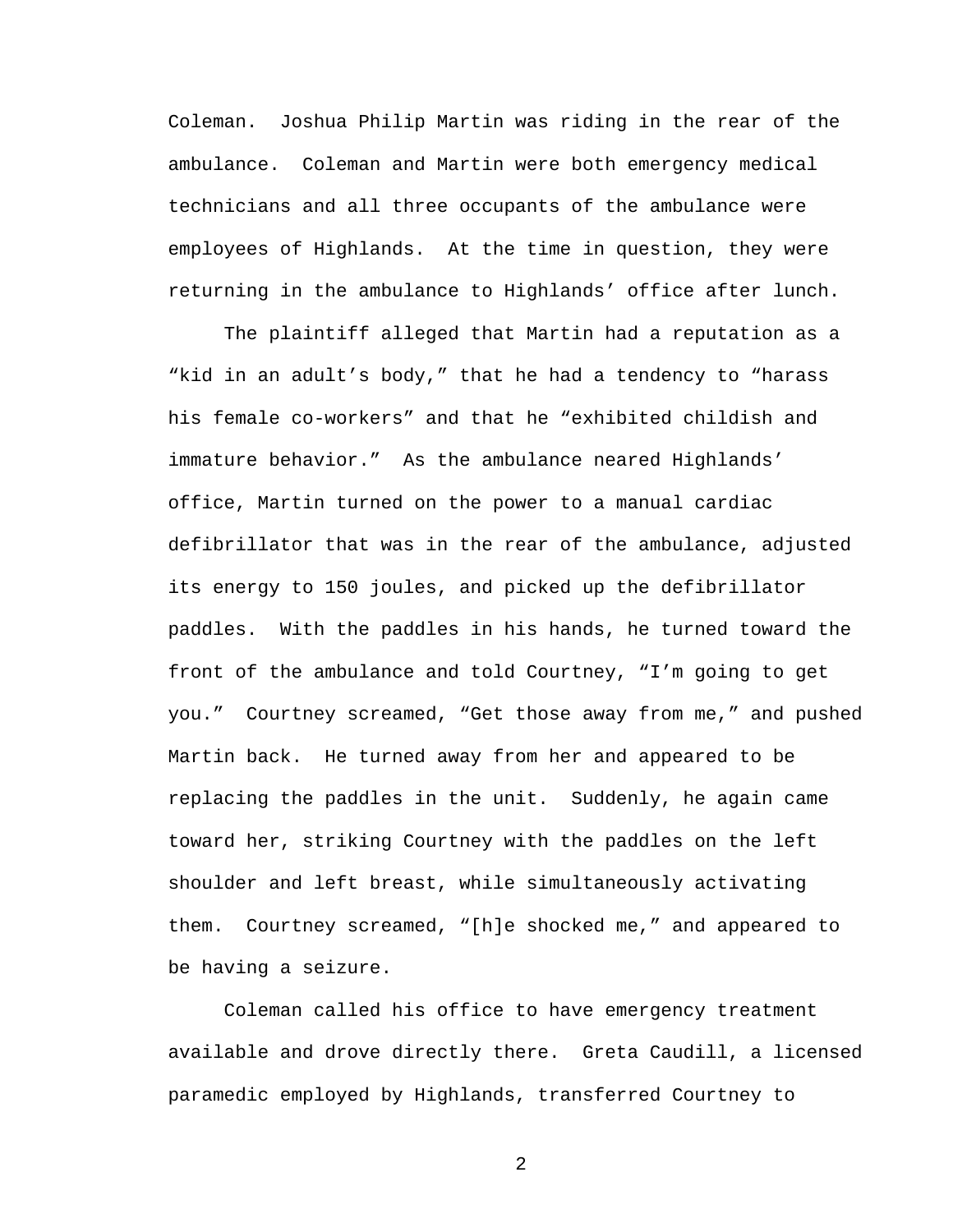Coleman. Joshua Philip Martin was riding in the rear of the ambulance. Coleman and Martin were both emergency medical technicians and all three occupants of the ambulance were employees of Highlands. At the time in question, they were returning in the ambulance to Highlands' office after lunch.

The plaintiff alleged that Martin had a reputation as a "kid in an adult's body," that he had a tendency to "harass his female co-workers" and that he "exhibited childish and immature behavior." As the ambulance neared Highlands' office, Martin turned on the power to a manual cardiac defibrillator that was in the rear of the ambulance, adjusted its energy to 150 joules, and picked up the defibrillator paddles. With the paddles in his hands, he turned toward the front of the ambulance and told Courtney, "I'm going to get you." Courtney screamed, "Get those away from me," and pushed Martin back. He turned away from her and appeared to be replacing the paddles in the unit. Suddenly, he again came toward her, striking Courtney with the paddles on the left shoulder and left breast, while simultaneously activating them. Courtney screamed, "[h]e shocked me," and appeared to be having a seizure.

Coleman called his office to have emergency treatment available and drove directly there. Greta Caudill, a licensed paramedic employed by Highlands, transferred Courtney to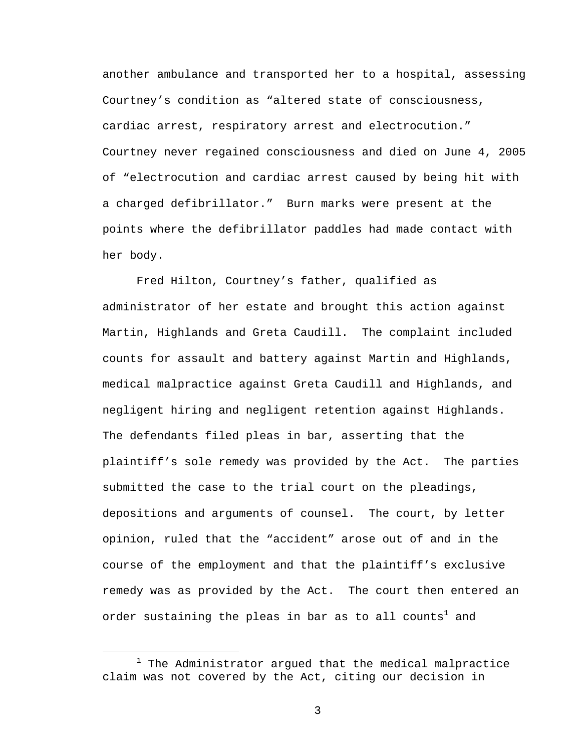another ambulance and transported her to a hospital, assessing Courtney's condition as "altered state of consciousness, cardiac arrest, respiratory arrest and electrocution." Courtney never regained consciousness and died on June 4, 2005 of "electrocution and cardiac arrest caused by being hit with a charged defibrillator." Burn marks were present at the points where the defibrillator paddles had made contact with her body.

Fred Hilton, Courtney's father, qualified as administrator of her estate and brought this action against Martin, Highlands and Greta Caudill. The complaint included counts for assault and battery against Martin and Highlands, medical malpractice against Greta Caudill and Highlands, and negligent hiring and negligent retention against Highlands. The defendants filed pleas in bar, asserting that the plaintiff's sole remedy was provided by the Act. The parties submitted the case to the trial court on the pleadings, depositions and arguments of counsel. The court, by letter opinion, ruled that the "accident" arose out of and in the course of the employment and that the plaintiff's exclusive remedy was as provided by the Act. The court then entered an order sustaining the pleas in bar as to all counts[1] and

[1] The Administrator argued that the medical malpractice claim was not covered by the Act, citing our decision in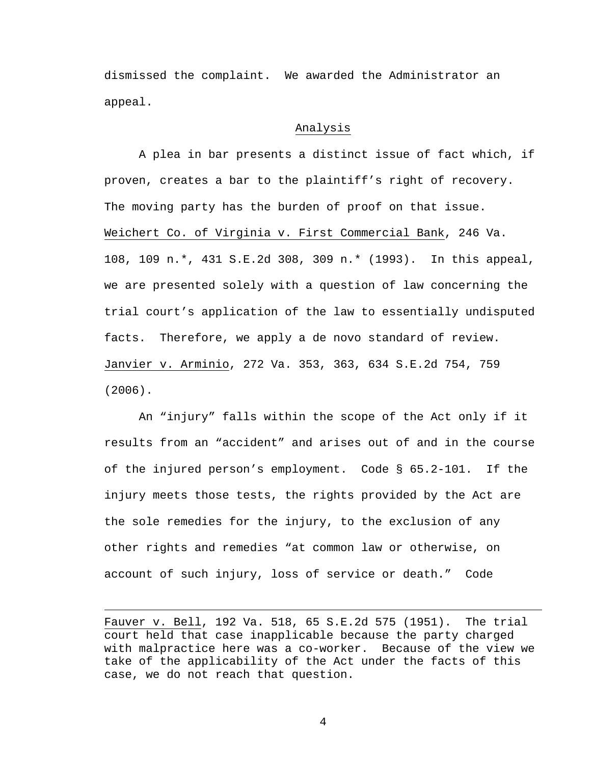dismissed the complaint. We awarded the Administrator an appeal.

## Analysis

A plea in bar presents a distinct issue of fact which, if proven, creates a bar to the plaintiff's right of recovery. The moving party has the burden of proof on that issue. Weichert Co. of Virginia v. First Commercial Bank, 246 Va. 108, 109 n.*, 431 S.E.2d 308, 309 n.* (1993). In this appeal, we are presented solely with a question of law concerning the trial court's application of the law to essentially undisputed facts. Therefore, we apply a de novo standard of review. Janvier v. Arminio, 272 Va. 353, 363, 634 S.E.2d 754, 759 (2006).

An "injury" falls within the scope of the Act only if it results from an "accident" and arises out of and in the course of the injured person's employment. Code § 65.2-101. If the injury meets those tests, the rights provided by the Act are the sole remedies for the injury, to the exclusion of any other rights and remedies "at common law or otherwise, on account of such injury, loss of service or death." Code

---

Fauver v. Bell, 192 Va. 518, 65 S.E.2d 575 (1951). The trial court held that case inapplicable because the party charged with malpractice here was a co-worker. Because of the view we take of the applicability of the Act under the facts of this case, we do not reach that question.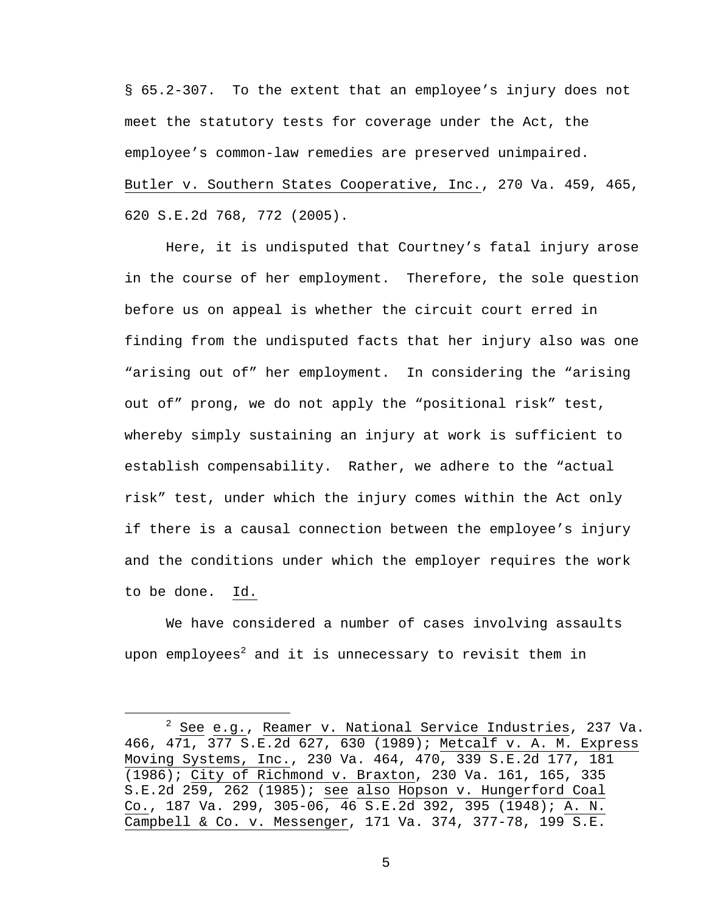§ 65.2-307. To the extent that an employee's injury does not meet the statutory tests for coverage under the Act, the employee's common-law remedies are preserved unimpaired. Butler v. Southern States Cooperative, Inc., 270 Va. 459, 465, 620 S.E.2d 768, 772 (2005).

Here, it is undisputed that Courtney's fatal injury arose in the course of her employment. Therefore, the sole question before us on appeal is whether the circuit court erred in finding from the undisputed facts that her injury also was one "arising out of" her employment. In considering the "arising out of" prong, we do not apply the "positional risk" test, whereby simply sustaining an injury at work is sufficient to establish compensability. Rather, we adhere to the "actual risk" test, under which the injury comes within the Act only if there is a causal connection between the employee's injury and the conditions under which the employer requires the work to be done. Id.

We have considered a number of cases involving assaults upon employees[2] and it is unnecessary to revisit them in

---

[2] See e.g., Reamer v. National Service Industries, 237 Va. 466, 471, 377 S.E.2d 627, 630 (1989); Metcalf v. A. M. Express Moving Systems, Inc., 230 Va. 464, 470, 339 S.E.2d 177, 181 (1986); City of Richmond v. Braxton, 230 Va. 161, 165, 335 S.E.2d 259, 262 (1985); see also Hopson v. Hungerford Coal Co., 187 Va. 299, 305-06, 46 S.E.2d 392, 395 (1948); A. N. Campbell & Co. v. Messenger, 171 Va. 374, 377-78, 199 S.E.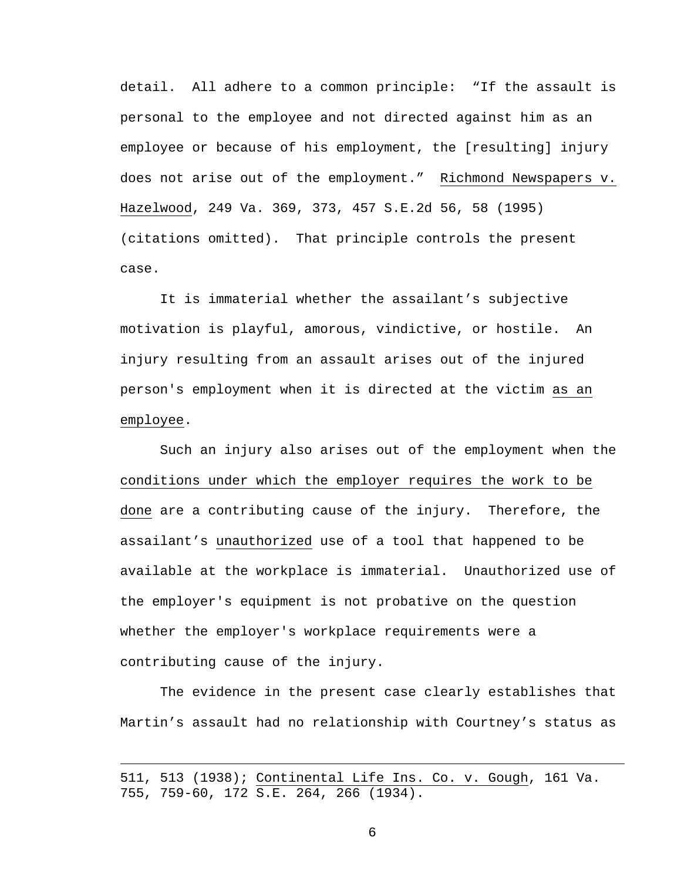detail. All adhere to a common principle: "If the assault is personal to the employee and not directed against him as an employee or because of his employment, the [resulting] injury does not arise out of the employment." Richmond Newspapers v. Hazelwood, 249 Va. 369, 373, 457 S.E.2d 56, 58 (1995) (citations omitted). That principle controls the present case.

It is immaterial whether the assailant's subjective motivation is playful, amorous, vindictive, or hostile. An injury resulting from an assault arises out of the injured person's employment when it is directed at the victim as an employee.

Such an injury also arises out of the employment when the conditions under which the employer requires the work to be done are a contributing cause of the injury. Therefore, the assailant's unauthorized use of a tool that happened to be available at the workplace is immaterial. Unauthorized use of the employer's equipment is not probative on the question whether the employer's workplace requirements were a contributing cause of the injury.

The evidence in the present case clearly establishes that Martin's assault had no relationship with Courtney's status as

---

511, 513 (1938); Continental Life Ins. Co. v. Gough, 161 Va. 755, 759-60, 172 S.E. 264, 266 (1934).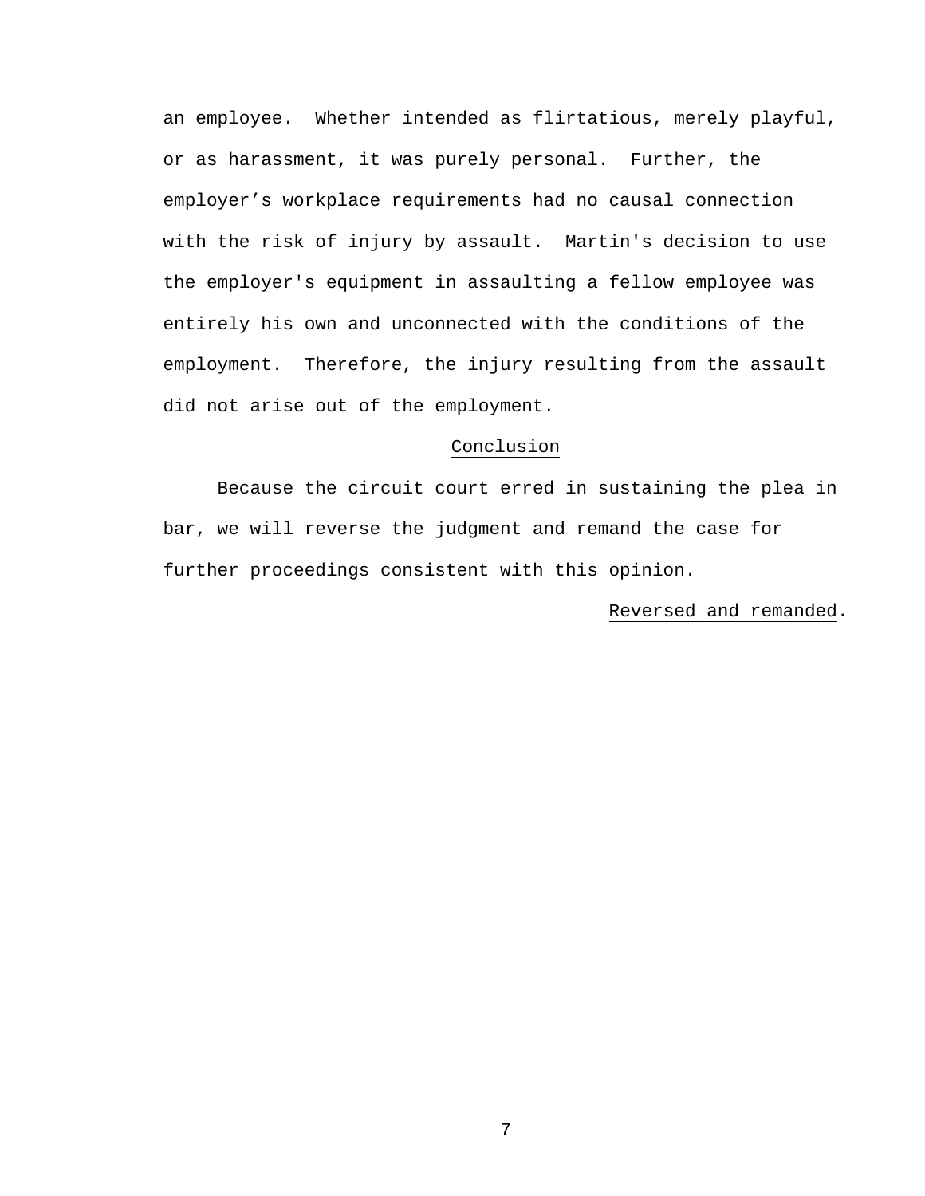an employee. Whether intended as flirtatious, merely playful, or as harassment, it was purely personal. Further, the employer’s workplace requirements had no causal connection with the risk of injury by assault. Martin's decision to use the employer's equipment in assaulting a fellow employee was entirely his own and unconnected with the conditions of the employment. Therefore, the injury resulting from the assault did not arise out of the employment.

## Conclusion

Because the circuit court erred in sustaining the plea in bar, we will reverse the judgment and remand the case for further proceedings consistent with this opinion.

Reversed and remanded.